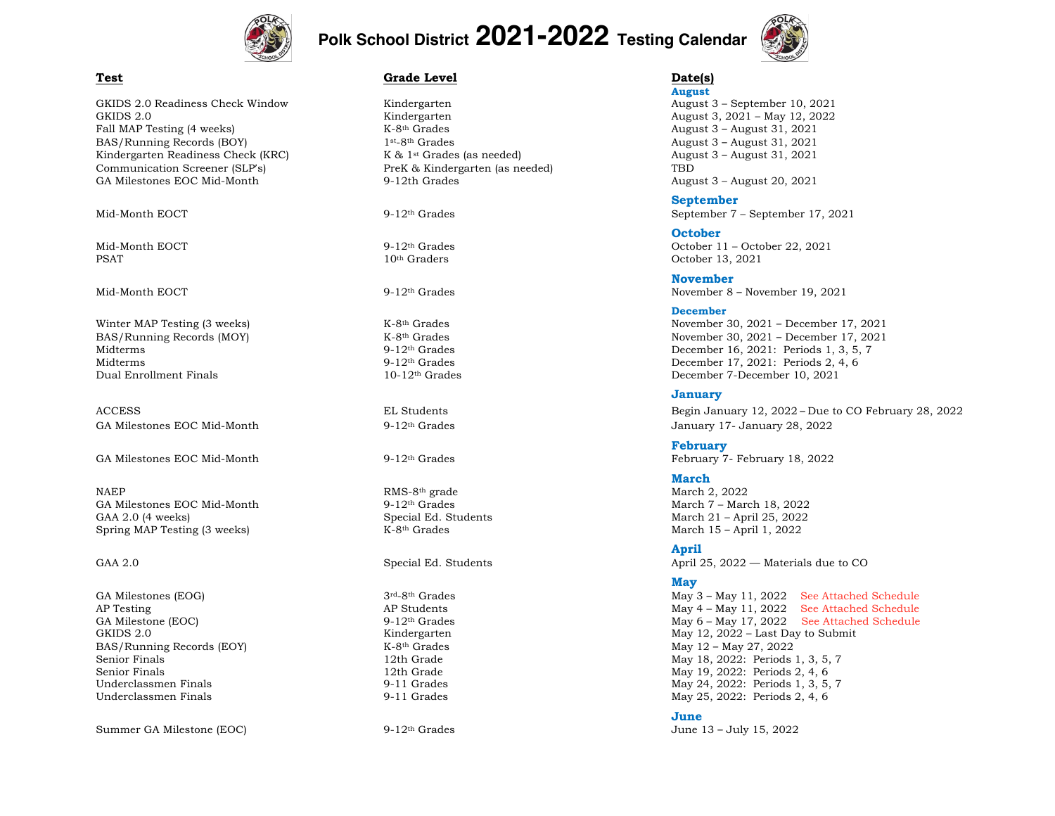# Polk School District 2021-2022 Testing Calendar

| Test | Grade Level | Date(s) |
|---|---|---|
| | | **August** |
| GKIDS 2.0 Readiness Check Window | Kindergarten | August 3 – September 10, 2021 |
| GKIDS 2.0 | Kindergarten | August 3, 2021 – May 12, 2022 |
| Fall MAP Testing (4 weeks) | K-8th Grades | August 3 – August 31, 2021 |
| BAS/Running Records (BOY) | 1st-8th Grades | August 3 – August 31, 2021 |
| Kindergarten Readiness Check (KRC) | K & 1st Grades (as needed) | August 3 – August 31, 2021 |
| Communication Screener (SLP's) | PreK & Kindergarten (as needed) | TBD |
| GA Milestones EOC Mid-Month | 9-12th Grades | August 3 – August 20, 2021 |
| | | **September** |
| Mid-Month EOCT | 9-12th Grades | September 7 – September 17, 2021 |
| | | **October** |
| Mid-Month EOCT | 9-12th Grades | October 11 – October 22, 2021 |
| PSAT | 10th Graders | October 13, 2021 |
| | | **November** |
| Mid-Month EOCT | 9-12th Grades | November 8 – November 19, 2021 |
| | | **December** |
| Winter MAP Testing (3 weeks) | K-8th Grades | November 30, 2021 – December 17, 2021 |
| BAS/Running Records (MOY) | K-8th Grades | November 30, 2021 – December 17, 2021 |
| Midterms | 9-12th Grades | December 16, 2021: Periods 1, 3, 5, 7 |
| Midterms | 9-12th Grades | December 17, 2021: Periods 2, 4, 6 |
| Dual Enrollment Finals | 10-12th Grades | December 7-December 10, 2021 |
| | | **January** |
| ACCESS | EL Students | Begin January 12, 2022 – Due to CO February 28, 2022 |
| GA Milestones EOC Mid-Month | 9-12th Grades | January 17- January 28, 2022 |
| | | **February** |
| GA Milestones EOC Mid-Month | 9-12th Grades | February 7- February 18, 2022 |
| | | **March** |
| NAEP | RMS-8th grade | March 2, 2022 |
| GA Milestones EOC Mid-Month | 9-12th Grades | March 7 – March 18, 2022 |
| GAA 2.0 (4 weeks) | Special Ed. Students | March 21 – April 25, 2022 |
| Spring MAP Testing (3 weeks) | K-8th Grades | March 15 – April 1, 2022 |
| | | **April** |
| GAA 2.0 | Special Ed. Students | April 25, 2022 — Materials due to CO |
| | | **May** |
| GA Milestones (EOG) | 3rd-8th Grades | May 3 – May 11, 2022 See Attached Schedule |
| AP Testing | AP Students | May 4 – May 11, 2022 See Attached Schedule |
| GA Milestone (EOC) | 9-12th Grades | May 6 – May 17, 2022 See Attached Schedule |
| GKIDS 2.0 | Kindergarten | May 12, 2022 – Last Day to Submit |
| BAS/Running Records (EOY) | K-8th Grades | May 12 – May 27, 2022 |
| Senior Finals | 12th Grade | May 18, 2022: Periods 1, 3, 5, 7 |
| Senior Finals | 12th Grade | May 19, 2022: Periods 2, 4, 6 |
| Underclassmen Finals | 9-11 Grades | May 24, 2022: Periods 1, 3, 5, 7 |
| Underclassmen Finals | 9-11 Grades | May 25, 2022: Periods 2, 4, 6 |
| | | **June** |
| Summer GA Milestone (EOC) | 9-12th Grades | June 13 – July 15, 2022 |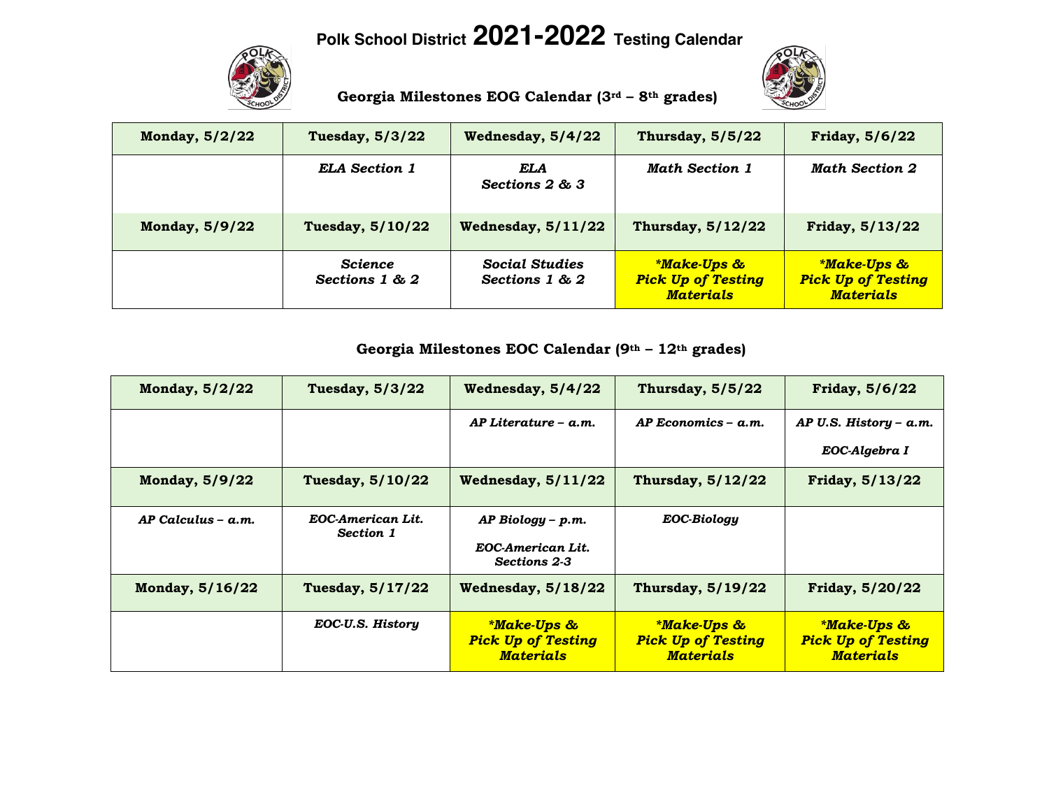# Polk School District 2021-2022 Testing Calendar

## Georgia Milestones EOG Calendar (3rd – 8th grades)

| Monday, 5/2/22 | Tuesday, 5/3/22 | Wednesday, 5/4/22 | Thursday, 5/5/22 | Friday, 5/6/22 |
|---|---|---|---|---|
| | *ELA Section 1* | *ELA Sections 2 & 3* | *Math Section 1* | *Math Section 2* |
| **Monday, 5/9/22** | **Tuesday, 5/10/22** | **Wednesday, 5/11/22** | **Thursday, 5/12/22** | **Friday, 5/13/22** |
| | *Science Sections 1 & 2* | *Social Studies Sections 1 & 2* | *\*Make-Ups & Pick Up of Testing Materials* | *\*Make-Ups & Pick Up of Testing Materials* |

## Georgia Milestones EOC Calendar (9th – 12th grades)

| Monday, 5/2/22 | Tuesday, 5/3/22 | Wednesday, 5/4/22 | Thursday, 5/5/22 | Friday, 5/6/22 |
|---|---|---|---|---|
| | | *AP Literature – a.m.* | *AP Economics – a.m.* | *AP U.S. History – a.m.* <br> *EOC-Algebra I* |
| **Monday, 5/9/22** | **Tuesday, 5/10/22** | **Wednesday, 5/11/22** | **Thursday, 5/12/22** | **Friday, 5/13/22** |
| *AP Calculus – a.m.* | *EOC-American Lit. Section 1* | *AP Biology – p.m.* <br> *EOC-American Lit. Sections 2-3* | *EOC-Biology* | |
| **Monday, 5/16/22** | **Tuesday, 5/17/22** | **Wednesday, 5/18/22** | **Thursday, 5/19/22** | **Friday, 5/20/22** |
| | *EOC-U.S. History* | *\*Make-Ups & Pick Up of Testing Materials* | *\*Make-Ups & Pick Up of Testing Materials* | *\*Make-Ups & Pick Up of Testing Materials* |